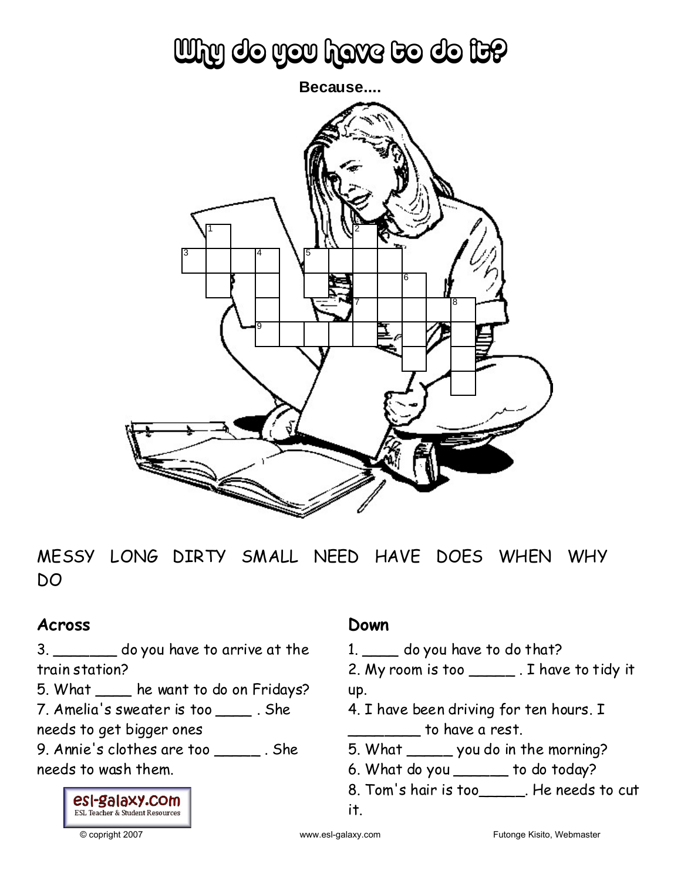# Why do you have to do it?

**Because....**

MESSY LONG DIRTY SMALL NEED HAVE DOES WHEN WHY DO

## Across

3. _______ do you have to arrive at the train station?
5. What ____ he want to do on Fridays?
7. Amelia's sweater is too ____ . She needs to get bigger ones
9. Annie's clothes are too _____ . She needs to wash them.

## Down

1. ____ do you have to do that?
2. My room is too _____ . I have to tidy it up.
4. I have been driving for ten hours. I ________ to have a rest.
5. What _____ you do in the morning?
6. What do you ______ to do today?
8. Tom's hair is too_____. He needs to cut it.

esl-galaxy.com
ESL Teacher & Student Resources

© copright 2007 www.esl-galaxy.com Futonge Kisito, Webmaster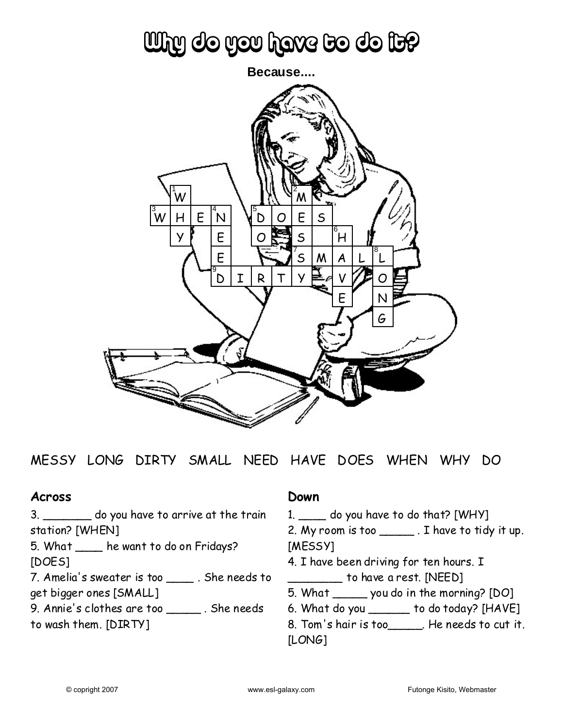# Why do you have to do it?

**Because....**

MESSY LONG DIRTY SMALL NEED HAVE DOES WHEN WHY DO

### Across

3. _______ do you have to arrive at the train station? [WHEN]
5. What ____ he want to do on Fridays? [DOES]
7. Amelia's sweater is too ____ . She needs to get bigger ones [SMALL]
9. Annie's clothes are too _____ . She needs to wash them. [DIRTY]

### Down

1. ____ do you have to do that? [WHY]
2. My room is too _____ . I have to tidy it up. [MESSY]
4. I have been driving for ten hours. I ________ to have a rest. [NEED]
5. What _____ you do in the morning? [DO]
6. What do you ______ to do today? [HAVE]
8. Tom's hair is too_____. He needs to cut it. [LONG]

© copright 2007 www.esl-galaxy.com Futonge Kisito, Webmaster